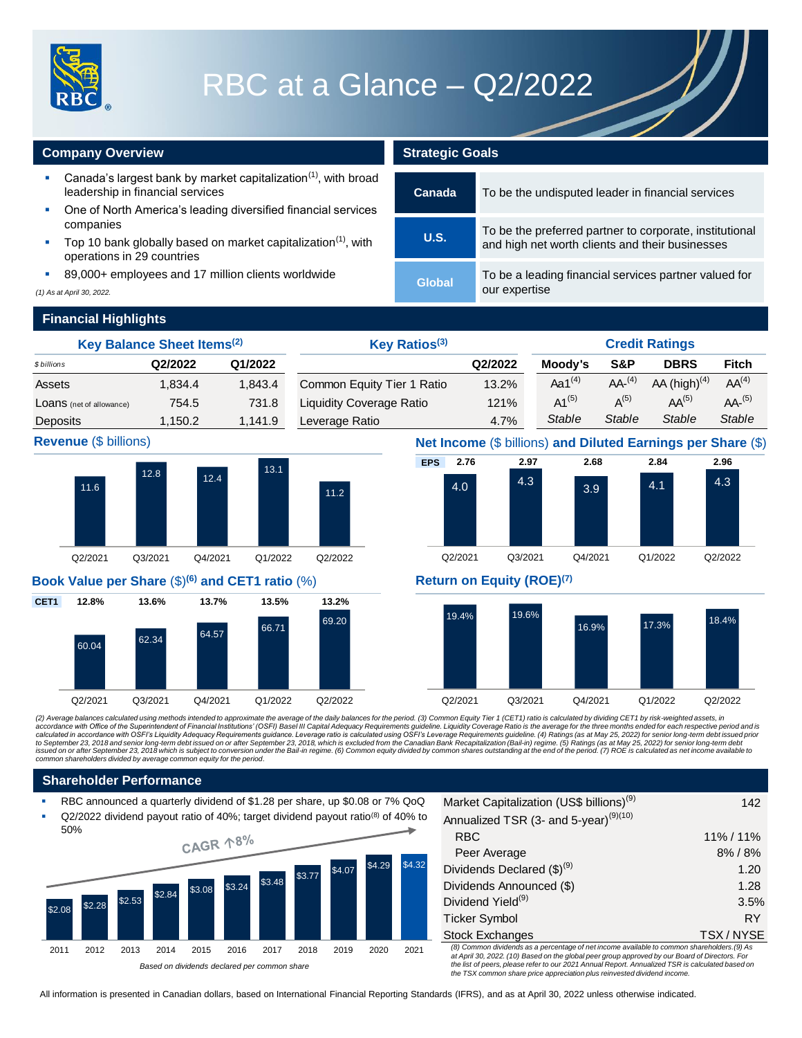# RBC at a Glance – Q2/2022

## Company Overview

- Canada's largest bank by market capitalization(1), with broad leadership in financial services
- One of North America's leading diversified financial services companies
- Top 10 bank globally based on market capitalization(1), with operations in 29 countries
- 89,000+ employees and 17 million clients worldwide

*(1) As at April 30, 2022.*

## Strategic Goals

| | |
|---|---|
| **Canada** | To be the undisputed leader in financial services |
| **U.S.** | To be the preferred partner to corporate, institutional and high net worth clients and their businesses |
| **Global** | To be a leading financial services partner valued for our expertise |

## Financial Highlights

### Key Balance Sheet Items(2)

| *$ billions* | Q2/2022 | Q1/2022 |
|---|---|---|
| Assets | 1,834.4 | 1,843.4 |
| Loans (net of allowance) | 754.5 | 731.8 |
| Deposits | 1,150.2 | 1,141.9 |

### Key Ratios(3)

| | Q2/2022 |
|---|---|
| Common Equity Tier 1 Ratio | 13.2% |
| Liquidity Coverage Ratio | 121% |
| Leverage Ratio | 4.7% |

### Credit Ratings

| Moody's | S&P | DBRS | Fitch |
|---|---|---|---|
| Aa1(4) | AA-(4) | AA (high)(4) | AA(4) |
| A1(5) | A(5) | AA(5) | AA-(5) |
| *Stable* | *Stable* | *Stable* | *Stable* |

### Revenue ($ billions)

| Q2/2021 | Q3/2021 | Q4/2021 | Q1/2022 | Q2/2022 |
|---|---|---|---|---|
| 11.6 | 12.8 | 12.4 | 13.1 | 11.2 |

### Net Income ($ billions) and Diluted Earnings per Share ($)

| | Q2/2021 | Q3/2021 | Q4/2021 | Q1/2022 | Q2/2022 |
|---|---|---|---|---|---|
| EPS | 2.76 | 2.97 | 2.68 | 2.84 | 2.96 |
| Net Income | 4.0 | 4.3 | 3.9 | 4.1 | 4.3 |

### Book Value per Share ($)(6) and CET1 ratio (%)

| | Q2/2021 | Q3/2021 | Q4/2021 | Q1/2022 | Q2/2022 |
|---|---|---|---|---|---|
| CET1 | 12.8% | 13.6% | 13.7% | 13.5% | 13.2% |
| Book Value per Share | 60.04 | 62.34 | 64.57 | 66.71 | 69.20 |

### Return on Equity (ROE)(7)

| Q2/2021 | Q3/2021 | Q4/2021 | Q1/2022 | Q2/2022 |
|---|---|---|---|---|
| 19.4% | 19.6% | 16.9% | 17.3% | 18.4% |

*(2) Average balances calculated using methods intended to approximate the average of the daily balances for the period. (3) Common Equity Tier 1 (CET1) ratio is calculated by dividing CET1 by risk-weighted assets, in accordance with Office of the Superintendent of Financial Institutions' (OSFI) Basel III Capital Adequacy Requirements guideline. Liquidity Coverage Ratio is the average for the three months ended for each respective period and is calculated in accordance with OSFI's Liquidity Adequacy Requirements guidance. Leverage ratio is calculated using OSFI's Leverage Requirements guideline. (4) Ratings (as at May 25, 2022) for senior long-term debt issued prior to September 23, 2018 and senior long-term debt issued on or after September 23, 2018, which is excluded from the Canadian Bank Recapitalization (Bail-in) regime. (5) Ratings (as at May 25, 2022) for senior long-term debt issued on or after September 23, 2018 which is subject to conversion under the Bail-in regime. (6) Common equity divided by common shares outstanding at the end of the period. (7) ROE is calculated as net income available to common shareholders divided by average common equity for the period.*

## Shareholder Performance

- RBC announced a quarterly dividend of $1.28 per share, up $0.08 or 7% QoQ
- Q2/2022 dividend payout ratio of 40%; target dividend payout ratio(8) of 40% to 50%

CAGR ↑8%

| 2011 | 2012 | 2013 | 2014 | 2015 | 2016 | 2017 | 2018 | 2019 | 2020 | 2021 |
|---|---|---|---|---|---|---|---|---|---|---|
| $2.08 | $2.28 | $2.53 | $2.84 | $3.08 | $3.24 | $3.48 | $3.77 | $4.07 | $4.29 | $4.32 |

*Based on dividends declared per common share*

| | |
|---|---|
| Market Capitalization (US$ billions)(9) | 142 |
| Annualized TSR (3- and 5-year)(9)(10) | |
| RBC | 11% / 11% |
| Peer Average | 8% / 8% |
| Dividends Declared ($)(9) | 1.20 |
| Dividends Announced ($) | 1.28 |
| Dividend Yield(9) | 3.5% |
| Ticker Symbol | RY |
| Stock Exchanges | TSX / NYSE |

*(8) Common dividends as a percentage of net income available to common shareholders. (9) As at April 30, 2022. (10) Based on the global peer group approved by our Board of Directors. For the list of peers, please refer to our 2021 Annual Report. Annualized TSR is calculated based on the TSX common share price appreciation plus reinvested dividend income.*

All information is presented in Canadian dollars, based on International Financial Reporting Standards (IFRS), and as at April 30, 2022 unless otherwise indicated.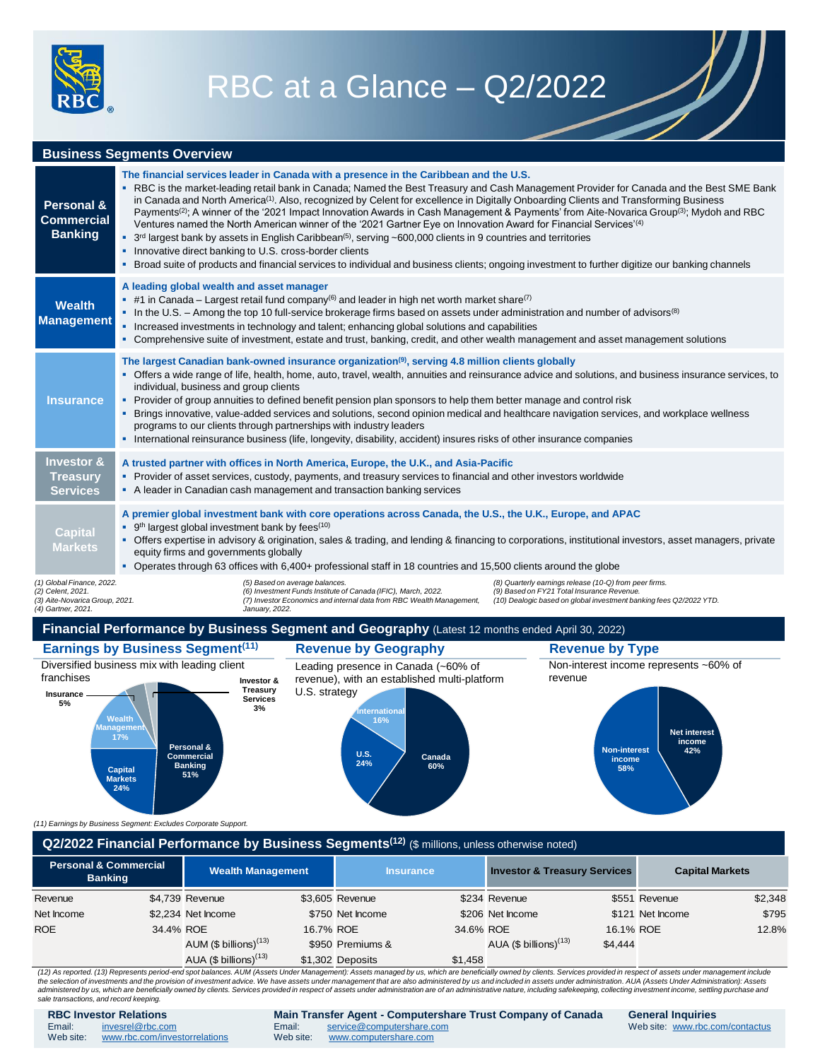# RBC at a Glance – Q2/2022

## Business Segments Overview

### Personal & Commercial Banking

**The financial services leader in Canada with a presence in the Caribbean and the U.S.**

- RBC is the market-leading retail bank in Canada; Named the Best Treasury and Cash Management Provider for Canada and the Best SME Bank in Canada and North America[1]. Also, recognized by Celent for excellence in Digitally Onboarding Clients and Transforming Business Payments[2]; A winner of the '2021 Impact Innovation Awards in Cash Management & Payments' from Aite-Novarica Group[3]; Mydoh and RBC Ventures named the North American winner of the '2021 Gartner Eye on Innovation Award for Financial Services'[4]
- 3rd largest bank by assets in English Caribbean[5], serving ~600,000 clients in 9 countries and territories
- Innovative direct banking to U.S. cross-border clients
- Broad suite of products and financial services to individual and business clients; ongoing investment to further digitize our banking channels

### Wealth Management

**A leading global wealth and asset manager**

- #1 in Canada – Largest retail fund company[6] and leader in high net worth market share[7]
- In the U.S. – Among the top 10 full-service brokerage firms based on assets under administration and number of advisors[8]
- Increased investments in technology and talent; enhancing global solutions and capabilities
- Comprehensive suite of investment, estate and trust, banking, credit, and other wealth management and asset management solutions

### Insurance

**The largest Canadian bank-owned insurance organization[9], serving 4.8 million clients globally**

- Offers a wide range of life, health, home, auto, travel, wealth, annuities and reinsurance advice and solutions, and business insurance services, to individual, business and group clients
- Provider of group annuities to defined benefit pension plan sponsors to help them better manage and control risk
- Brings innovative, value-added services and solutions, second opinion medical and healthcare navigation services, and workplace wellness programs to our clients through partnerships with industry leaders
- International reinsurance business (life, longevity, disability, accident) insures risks of other insurance companies

### Investor & Treasury Services

**A trusted partner with offices in North America, Europe, the U.K., and Asia-Pacific**

- Provider of asset services, custody, payments, and treasury services to financial and other investors worldwide
- A leader in Canadian cash management and transaction banking services

### Capital Markets

**A premier global investment bank with core operations across Canada, the U.S., the U.K., Europe, and APAC**

- 9th largest global investment bank by fees[10]
- Offers expertise in advisory & origination, sales & trading, and lending & financing to corporations, institutional investors, asset managers, private equity firms and governments globally
- Operates through 63 offices with 6,400+ professional staff in 18 countries and 15,500 clients around the globe

*(1) Global Finance, 2022.*
*(2) Celent, 2021.*
*(3) Aite-Novarica Group, 2021.*
*(4) Gartner, 2021.*
*(5) Based on average balances.*
*(6) Investment Funds Institute of Canada (IFIC), March, 2022.*
*(7) Investor Economics and internal data from RBC Wealth Management, January, 2022.*
*(8) Quarterly earnings release (10-Q) from peer firms.*
*(9) Based on FY21 Total Insurance Revenue.*
*(10) Dealogic based on global investment banking fees Q2/2022 YTD.*

## Financial Performance by Business Segment and Geography (Latest 12 months ended April 30, 2022)

### Earnings by Business Segment[11]

Diversified business mix with leading client franchises

Personal & Commercial Banking 51%
Capital Markets 24%
Wealth Management 17%
Insurance 5%
Investor & Treasury Services 3%

### Revenue by Geography

Leading presence in Canada (~60% of revenue), with an established multi-platform U.S. strategy

Canada 60%
U.S. 24%
International 16%

### Revenue by Type

Non-interest income represents ~60% of revenue

Non-interest income 58%
Net interest income 42%

*(11) Earnings by Business Segment: Excludes Corporate Support.*

## Q2/2022 Financial Performance by Business Segments[12] ($ millions, unless otherwise noted)

| Personal & Commercial Banking | | Wealth Management | | Insurance | | Investor & Treasury Services | | Capital Markets | |
|---|---|---|---|---|---|---|---|---|---|
| Revenue | $4,739 | Revenue | $3,605 | Revenue | $234 | Revenue | $551 | Revenue | $2,348 |
| Net Income | $2,234 | Net Income | $750 | Net Income | $206 | Net Income | $121 | Net Income | $795 |
| ROE | 34.4% | ROE | 16.7% | ROE | 34.6% | ROE | 16.1% | ROE | 12.8% |
| | | AUM ($ billions)[13] | $950 | Premiums & Deposits | $1,458 | AUA ($ billions)[13] | $4,444 | | |
| | | AUA ($ billions)[13] | $1,302 | | | | | | |

*(12) As reported. (13) Represents period-end spot balances. AUM (Assets Under Management): Assets managed by us, which are beneficially owned by clients. Services provided in respect of assets under management include the selection of investments and the provision of investment advice. We have assets under management that are also administered by us and included in assets under administration. AUA (Assets Under Administration): Assets administered by us, which are beneficially owned by clients. Services provided in respect of assets under administration are of an administrative nature, including safekeeping, collecting investment income, settling purchase and sale transactions, and record keeping.*

**RBC Investor Relations**
Email: invesrel@rbc.com
Web site: www.rbc.com/investorrelations

**Main Transfer Agent - Computershare Trust Company of Canada**
Email: service@computershare.com
Web site: www.computershare.com

**General Inquiries**
Web site: www.rbc.com/contactus